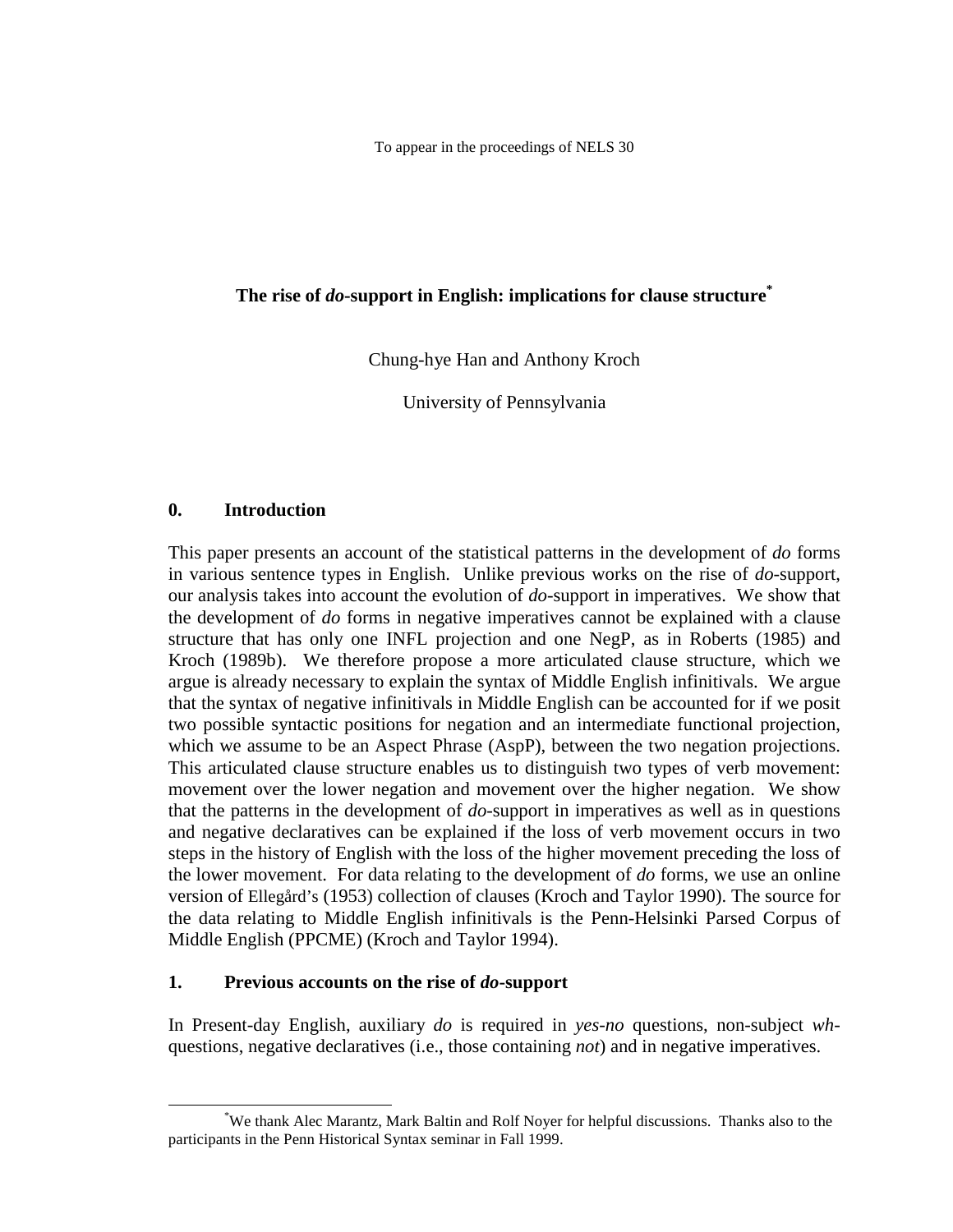To appear in the proceedings of NELS 30

# The rise of *do*-support in English: implications for clause structure[*]

Chung-hye Han and Anthony Kroch

University of Pennsylvania

## 0. Introduction

This paper presents an account of the statistical patterns in the development of *do* forms in various sentence types in English. Unlike previous works on the rise of *do*-support, our analysis takes into account the evolution of *do*-support in imperatives. We show that the development of *do* forms in negative imperatives cannot be explained with a clause structure that has only one INFL projection and one NegP, as in Roberts (1985) and Kroch (1989b). We therefore propose a more articulated clause structure, which we argue is already necessary to explain the syntax of Middle English infinitivals. We argue that the syntax of negative infinitivals in Middle English can be accounted for if we posit two possible syntactic positions for negation and an intermediate functional projection, which we assume to be an Aspect Phrase (AspP), between the two negation projections. This articulated clause structure enables us to distinguish two types of verb movement: movement over the lower negation and movement over the higher negation. We show that the patterns in the development of *do*-support in imperatives as well as in questions and negative declaratives can be explained if the loss of verb movement occurs in two steps in the history of English with the loss of the higher movement preceding the loss of the lower movement. For data relating to the development of *do* forms, we use an online version of Ellegård's (1953) collection of clauses (Kroch and Taylor 1990). The source for the data relating to Middle English infinitivals is the Penn-Helsinki Parsed Corpus of Middle English (PPCME) (Kroch and Taylor 1994).

## 1. Previous accounts on the rise of *do*-support

In Present-day English, auxiliary *do* is required in *yes-no* questions, non-subject *wh*-questions, negative declaratives (i.e., those containing *not*) and in negative imperatives.

[*] We thank Alec Marantz, Mark Baltin and Rolf Noyer for helpful discussions. Thanks also to the participants in the Penn Historical Syntax seminar in Fall 1999.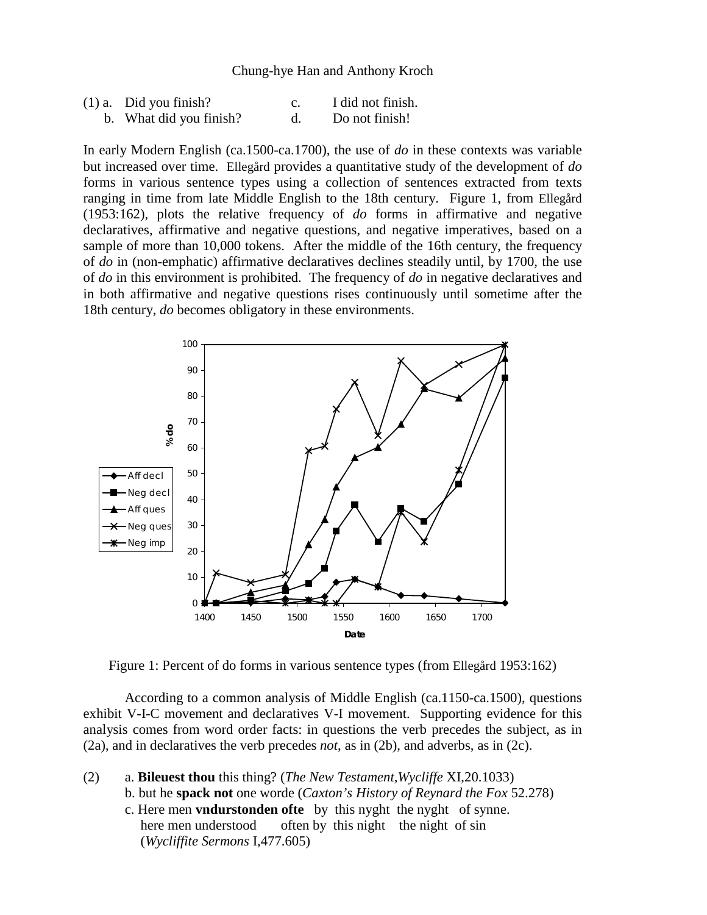(1) a. Did you finish?  c. I did not finish.
 b. What did you finish?  d. Do not finish!

In early Modern English (ca.1500-ca.1700), the use of *do* in these contexts was variable but increased over time. Ellegård provides a quantitative study of the development of *do* forms in various sentence types using a collection of sentences extracted from texts ranging in time from late Middle English to the 18th century. Figure 1, from Ellegård (1953:162), plots the relative frequency of *do* forms in affirmative and negative declaratives, affirmative and negative questions, and negative imperatives, based on a sample of more than 10,000 tokens. After the middle of the 16th century, the frequency of *do* in (non-emphatic) affirmative declaratives declines steadily until, by 1700, the use of *do* in this environment is prohibited. The frequency of *do* in negative declaratives and in both affirmative and negative questions rises continuously until sometime after the 18th century, *do* becomes obligatory in these environments.

Figure 1: Percent of do forms in various sentence types (from Ellegård 1953:162)

According to a common analysis of Middle English (ca.1150-ca.1500), questions exhibit V-I-C movement and declaratives V-I movement. Supporting evidence for this analysis comes from word order facts: in questions the verb precedes the subject, as in (2a), and in declaratives the verb precedes *not*, as in (2b), and adverbs, as in (2c).

(2) a. **Bileuest thou** this thing? (*The New Testament,Wycliffe* XI,20.1033)
 b. but he **spack not** one worde (*Caxton's History of Reynard the Fox* 52.278)
 c. Here men **vndurstonden ofte** by this nyght the nyght of synne.
  here men understood often by this night the night of sin
  (*Wycliffite Sermons* I,477.605)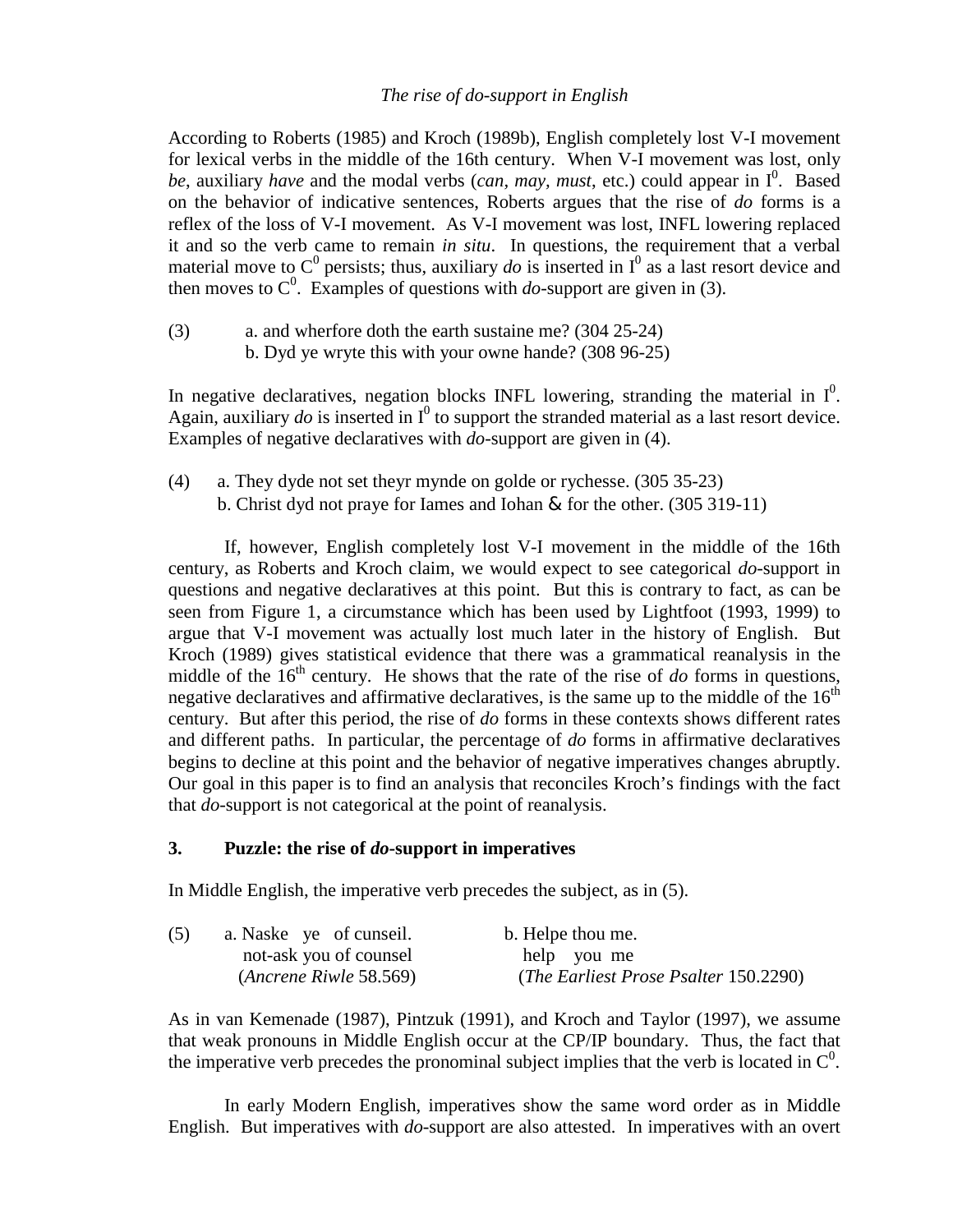*The rise of do-support in English*

According to Roberts (1985) and Kroch (1989b), English completely lost V-I movement for lexical verbs in the middle of the 16th century. When V-I movement was lost, only *be*, auxiliary *have* and the modal verbs (*can, may, must*, etc.) could appear in $I^0$. Based on the behavior of indicative sentences, Roberts argues that the rise of *do* forms is a reflex of the loss of V-I movement. As V-I movement was lost, INFL lowering replaced it and so the verb came to remain *in situ*. In questions, the requirement that a verbal material move to $C^0$ persists; thus, auxiliary *do* is inserted in $I^0$ as a last resort device and then moves to $C^0$. Examples of questions with *do*-support are given in (3).

(3) a. and wherfore doth the earth sustaine me? (304 25-24)
b. Dyd ye wryte this with your owne hande? (308 96-25)

In negative declaratives, negation blocks INFL lowering, stranding the material in $I^0$. Again, auxiliary *do* is inserted in $I^0$ to support the stranded material as a last resort device. Examples of negative declaratives with *do*-support are given in (4).

(4) a. They dyde not set theyr mynde on golde or rychesse. (305 35-23)
b. Christ dyd not praye for Iames and Iohan & for the other. (305 319-11)

If, however, English completely lost V-I movement in the middle of the 16th century, as Roberts and Kroch claim, we would expect to see categorical *do*-support in questions and negative declaratives at this point. But this is contrary to fact, as can be seen from Figure 1, a circumstance which has been used by Lightfoot (1993, 1999) to argue that V-I movement was actually lost much later in the history of English. But Kroch (1989) gives statistical evidence that there was a grammatical reanalysis in the middle of the 16th century. He shows that the rate of the rise of *do* forms in questions, negative declaratives and affirmative declaratives, is the same up to the middle of the 16th century. But after this period, the rise of *do* forms in these contexts shows different rates and different paths. In particular, the percentage of *do* forms in affirmative declaratives begins to decline at this point and the behavior of negative imperatives changes abruptly. Our goal in this paper is to find an analysis that reconciles Kroch's findings with the fact that *do*-support is not categorical at the point of reanalysis.

## 3. Puzzle: the rise of *do*-support in imperatives

In Middle English, the imperative verb precedes the subject, as in (5).

(5) a. Naske ye of cunseil.
not-ask you of counsel
(*Ancrene Riwle* 58.569)

b. Helpe thou me.
help you me
(*The Earliest Prose Psalter* 150.2290)

As in van Kemenade (1987), Pintzuk (1991), and Kroch and Taylor (1997), we assume that weak pronouns in Middle English occur at the CP/IP boundary. Thus, the fact that the imperative verb precedes the pronominal subject implies that the verb is located in $C^0$.

In early Modern English, imperatives show the same word order as in Middle English. But imperatives with *do*-support are also attested. In imperatives with an overt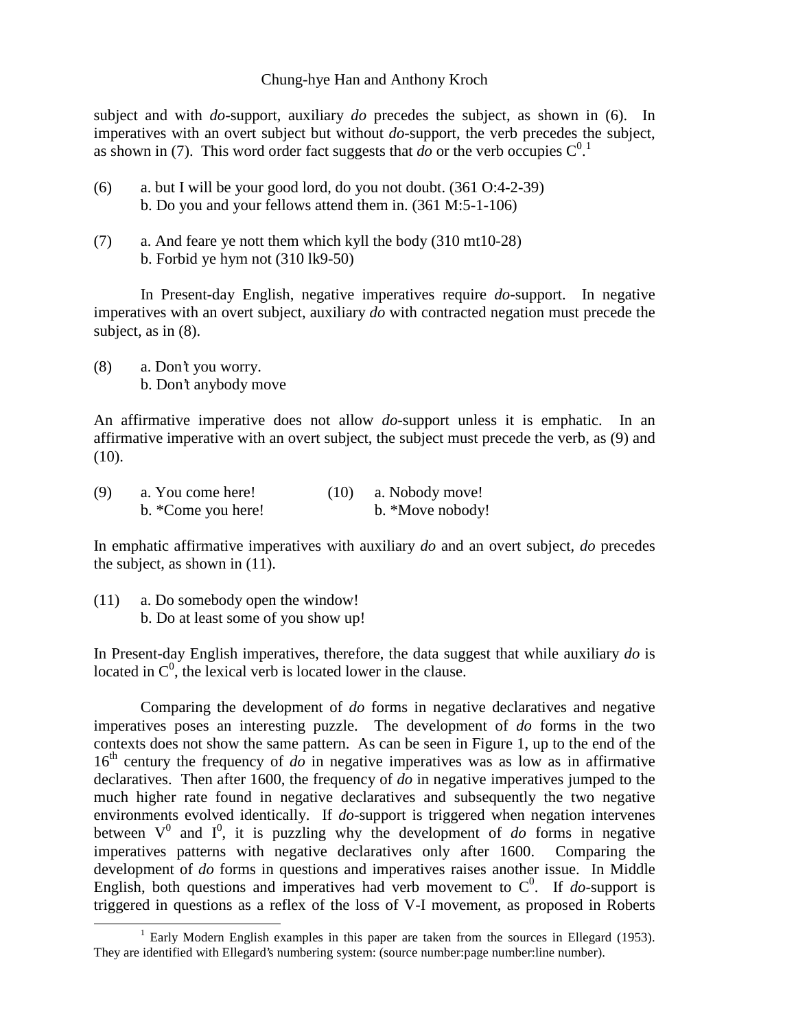subject and with *do*-support, auxiliary *do* precedes the subject, as shown in (6). In imperatives with an overt subject but without *do*-support, the verb precedes the subject, as shown in (7). This word order fact suggests that *do* or the verb occupies $C^0$.[1]

(6) a. but I will be your good lord, do you not doubt. (361 O:4-2-39)
    b. Do you and your fellows attend them in. (361 M:5-1-106)

(7) a. And feare ye nott them which kyll the body (310 mt10-28)
    b. Forbid ye hym not (310 lk9-50)

In Present-day English, negative imperatives require *do*-support. In negative imperatives with an overt subject, auxiliary *do* with contracted negation must precede the subject, as in (8).

(8) a. Don't you worry.
    b. Don't anybody move

An affirmative imperative does not allow *do*-support unless it is emphatic. In an affirmative imperative with an overt subject, the subject must precede the verb, as (9) and (10).

(9) a. You come here!
    b. *Come you here!

(10) a. Nobody move!
    b. *Move nobody!

In emphatic affirmative imperatives with auxiliary *do* and an overt subject, *do* precedes the subject, as shown in (11).

(11) a. Do somebody open the window!
    b. Do at least some of you show up!

In Present-day English imperatives, therefore, the data suggest that while auxiliary *do* is located in $C^0$, the lexical verb is located lower in the clause.

Comparing the development of *do* forms in negative declaratives and negative imperatives poses an interesting puzzle. The development of *do* forms in the two contexts does not show the same pattern. As can be seen in Figure 1, up to the end of the 16th century the frequency of *do* in negative imperatives was as low as in affirmative declaratives. Then after 1600, the frequency of *do* in negative imperatives jumped to the much higher rate found in negative declaratives and subsequently the two negative environments evolved identically. If *do*-support is triggered when negation intervenes between $V^0$ and $I^0$, it is puzzling why the development of *do* forms in negative imperatives patterns with negative declaratives only after 1600. Comparing the development of *do* forms in questions and imperatives raises another issue. In Middle English, both questions and imperatives had verb movement to $C^0$. If *do*-support is triggered in questions as a reflex of the loss of V-I movement, as proposed in Roberts

[1] Early Modern English examples in this paper are taken from the sources in Ellegard (1953). They are identified with Ellegard's numbering system: (source number:page number:line number).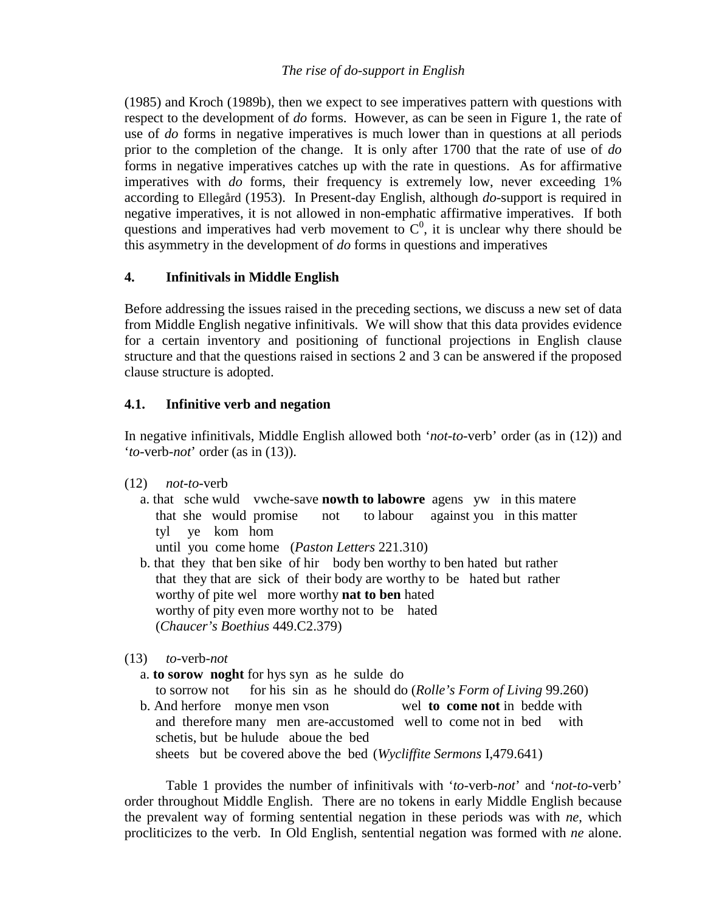(1985) and Kroch (1989b), then we expect to see imperatives pattern with questions with respect to the development of *do* forms. However, as can be seen in Figure 1, the rate of use of *do* forms in negative imperatives is much lower than in questions at all periods prior to the completion of the change. It is only after 1700 that the rate of use of *do* forms in negative imperatives catches up with the rate in questions. As for affirmative imperatives with *do* forms, their frequency is extremely low, never exceeding 1% according to Ellegård (1953). In Present-day English, although *do*-support is required in negative imperatives, it is not allowed in non-emphatic affirmative imperatives. If both questions and imperatives had verb movement to $C^0$, it is unclear why there should be this asymmetry in the development of *do* forms in questions and imperatives

## 4. Infinitivals in Middle English

Before addressing the issues raised in the preceding sections, we discuss a new set of data from Middle English negative infinitivals. We will show that this data provides evidence for a certain inventory and positioning of functional projections in English clause structure and that the questions raised in sections 2 and 3 can be answered if the proposed clause structure is adopted.

### 4.1. Infinitive verb and negation

In negative infinitivals, Middle English allowed both '*not*-*to*-verb' order (as in (12)) and '*to*-verb-*not*' order (as in (13)).

(12) *not*-*to*-verb

a. that sche wuld vwche-save **nowth to labowre** agens yw in this matere
   that she would promise not to labour against you in this matter
   tyl ye kom hom
   until you come home (*Paston Letters* 221.310)

b. that they that ben sike of hir body ben worthy to ben hated but rather
   that they that are sick of their body are worthy to be hated but rather
   worthy of pite wel more worthy **nat to ben** hated
   worthy of pity even more worthy not to be hated
   (*Chaucer's Boethius* 449.C2.379)

(13) *to*-verb-*not*

a. **to sorow noght** for hys syn as he sulde do
   to sorrow not for his sin as he should do (*Rolle's Form of Living* 99.260)

b. And herfore monye men vson wel **to come not** in bedde with
   and therefore many men are-accustomed well to come not in bed with
   schetis, but be hulude aboue the bed
   sheets but be covered above the bed (*Wycliffite Sermons* I,479.641)

Table 1 provides the number of infinitivals with '*to*-verb-*not*' and '*not*-*to*-verb' order throughout Middle English. There are no tokens in early Middle English because the prevalent way of forming sentential negation in these periods was with *ne*, which procliticizes to the verb. In Old English, sentential negation was formed with *ne* alone.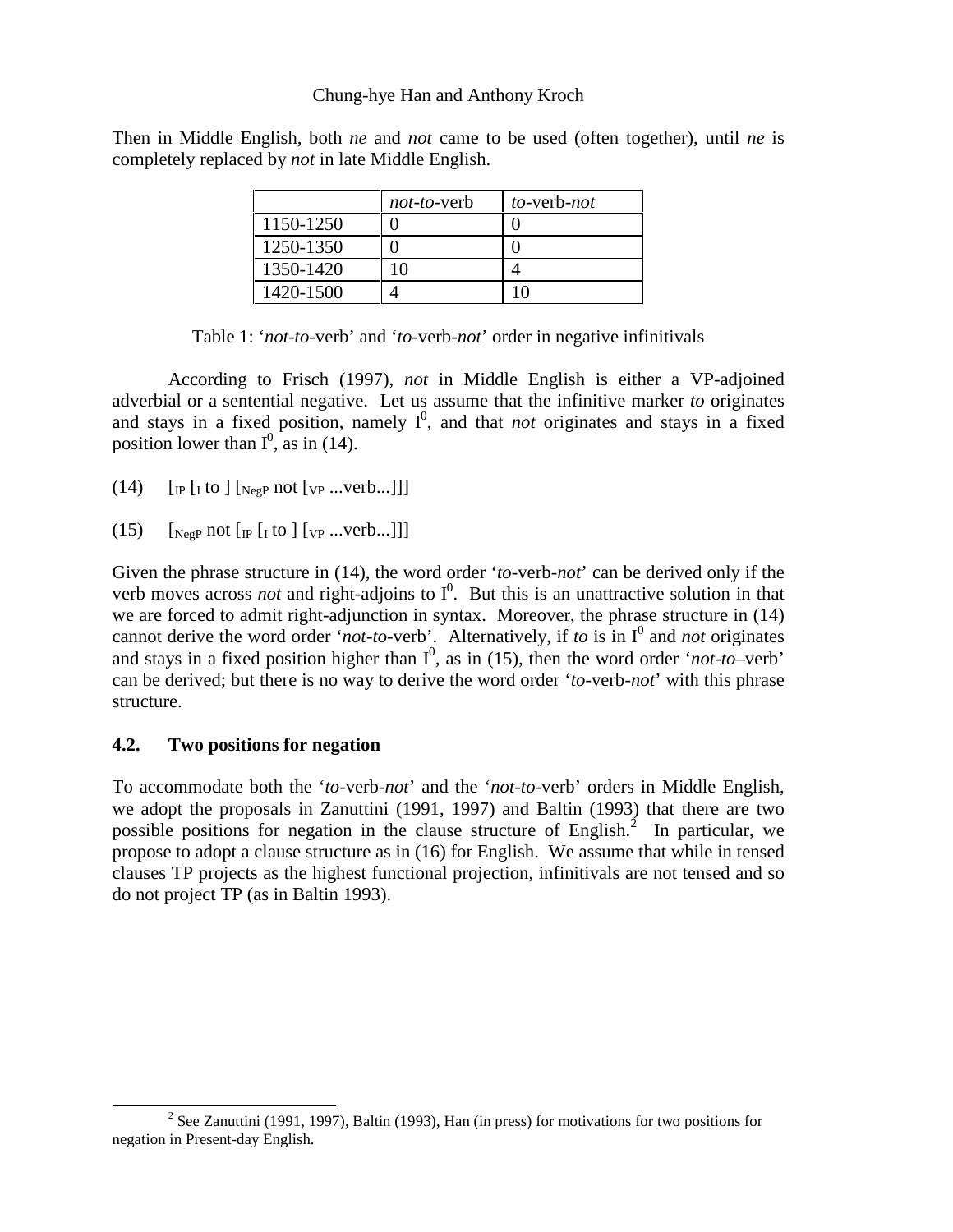Then in Middle English, both *ne* and *not* came to be used (often together), until *ne* is completely replaced by *not* in late Middle English.

| | *not-to*-verb | *to*-verb-*not* |
|---|---|---|
| 1150-1250 | 0 | 0 |
| 1250-1350 | 0 | 0 |
| 1350-1420 | 10 | 4 |
| 1420-1500 | 4 | 10 |

Table 1: '*not-to*-verb' and '*to*-verb-*not*' order in negative infinitivals

According to Frisch (1997), *not* in Middle English is either a VP-adjoined adverbial or a sentential negative. Let us assume that the infinitive marker *to* originates and stays in a fixed position, namely $I^0$, and that *not* originates and stays in a fixed position lower than $I^0$, as in (14).

(14) $[_{IP}$ $[_{I}$ to ] $[_{NegP}$ not $[_{VP}$ ...verb...]]]

(15) $[_{NegP}$ not $[_{IP}$ $[_{I}$ to ] $[_{VP}$ ...verb...]]]

Given the phrase structure in (14), the word order '*to*-verb-*not*' can be derived only if the verb moves across *not* and right-adjoins to $I^0$. But this is an unattractive solution in that we are forced to admit right-adjunction in syntax. Moreover, the phrase structure in (14) cannot derive the word order '*not-to*-verb'. Alternatively, if *to* is in $I^0$ and *not* originates and stays in a fixed position higher than $I^0$, as in (15), then the word order '*not-to*–verb' can be derived; but there is no way to derive the word order '*to*-verb-*not*' with this phrase structure.

## 4.2. Two positions for negation

To accommodate both the '*to*-verb-*not*' and the '*not-to*-verb' orders in Middle English, we adopt the proposals in Zanuttini (1991, 1997) and Baltin (1993) that there are two possible positions for negation in the clause structure of English.[2] In particular, we propose to adopt a clause structure as in (16) for English. We assume that while in tensed clauses TP projects as the highest functional projection, infinitivals are not tensed and so do not project TP (as in Baltin 1993).

[2] See Zanuttini (1991, 1997), Baltin (1993), Han (in press) for motivations for two positions for negation in Present-day English.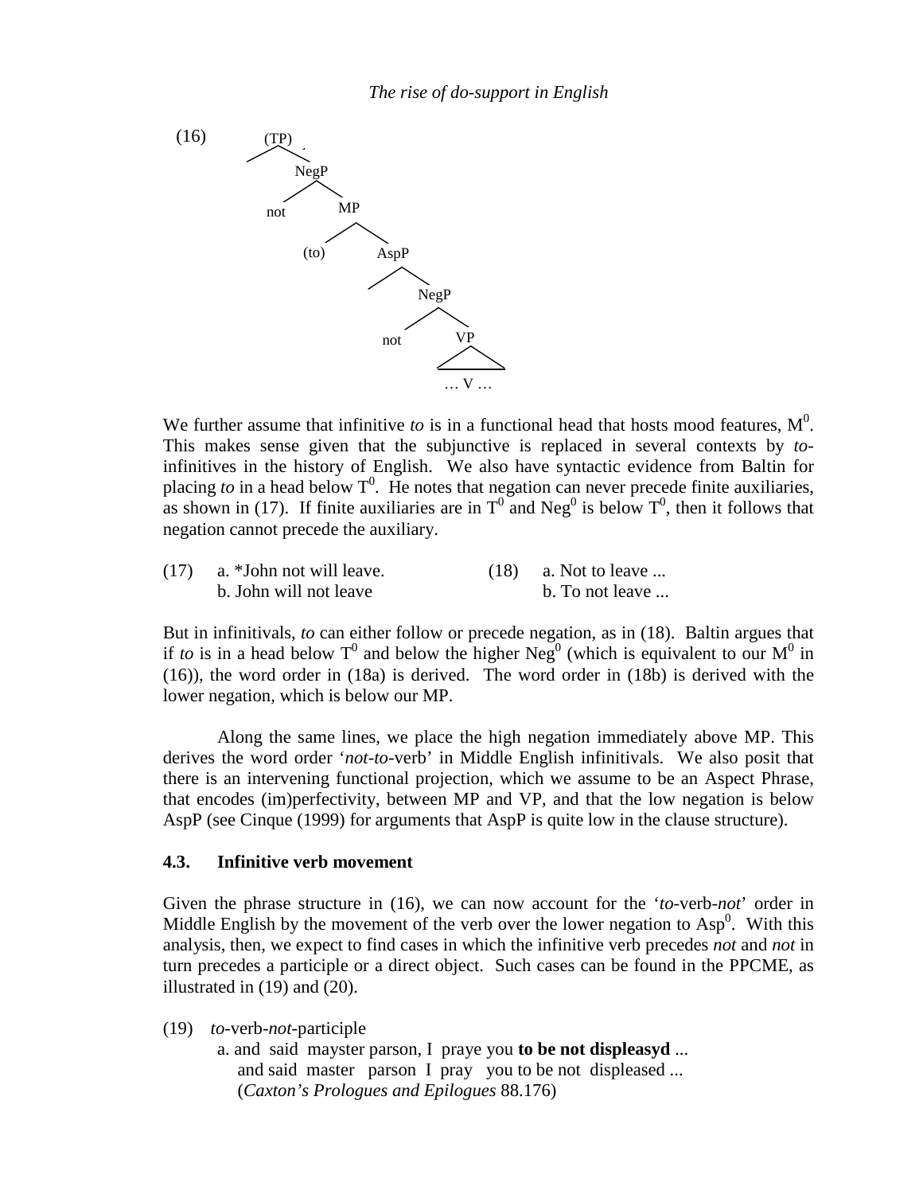(16)

```
        (TP)
       /    \
            NegP
           /    \
         not     MP
                /  \
             (to)   AspP
                   /    \
                         NegP
                        /    \
                      not     VP
                              /\
                           … V …
```

We further assume that infinitive *to* is in a functional head that hosts mood features, $M^0$. This makes sense given that the subjunctive is replaced in several contexts by *to*-infinitives in the history of English. We also have syntactic evidence from Baltin for placing *to* in a head below $T^0$. He notes that negation can never precede finite auxiliaries, as shown in (17). If finite auxiliaries are in $T^0$ and $Neg^0$ is below $T^0$, then it follows that negation cannot precede the auxiliary.

(17) a. *John not will leave.
b. John will not leave

(18) a. Not to leave ...
b. To not leave ...

But in infinitivals, *to* can either follow or precede negation, as in (18). Baltin argues that if *to* is in a head below $T^0$ and below the higher $Neg^0$ (which is equivalent to our $M^0$ in (16)), the word order in (18a) is derived. The word order in (18b) is derived with the lower negation, which is below our MP.

Along the same lines, we place the high negation immediately above MP. This derives the word order '*not*-*to*-verb' in Middle English infinitivals. We also posit that there is an intervening functional projection, which we assume to be an Aspect Phrase, that encodes (im)perfectivity, between MP and VP, and that the low negation is below AspP (see Cinque (1999) for arguments that AspP is quite low in the clause structure).

### 4.3. Infinitive verb movement

Given the phrase structure in (16), we can now account for the '*to*-verb-*not*' order in Middle English by the movement of the verb over the lower negation to $Asp^0$. With this analysis, then, we expect to find cases in which the infinitive verb precedes *not* and *not* in turn precedes a participle or a direct object. Such cases can be found in the PPCME, as illustrated in (19) and (20).

(19) *to*-verb-*not*-participle

a. and said myster parson, I praye you **to be not displeasyd** ...
and said master parson I pray you to be not displeased ...
(*Caxton's Prologues and Epilogues* 88.176)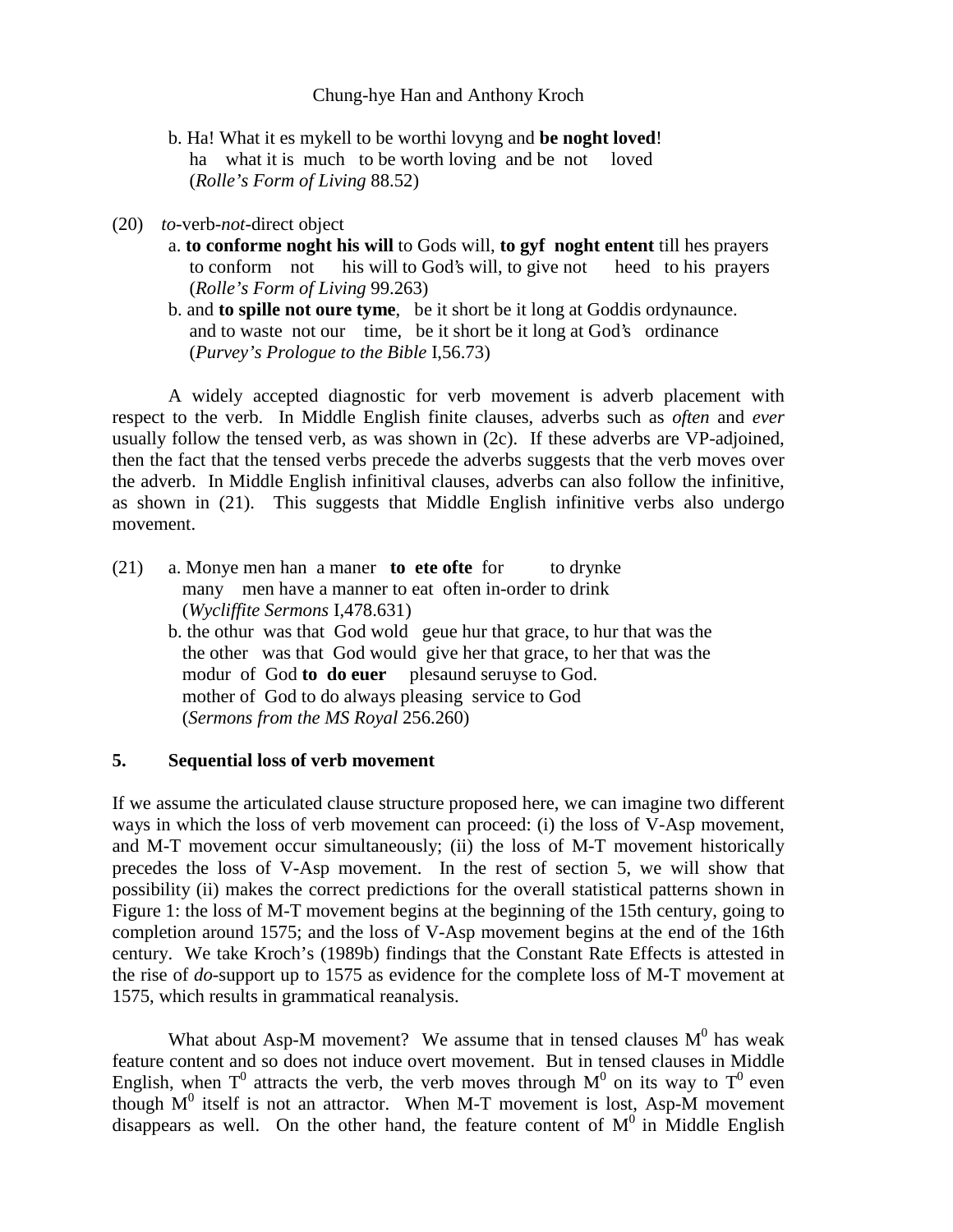b. Ha! What it es mykell to be worthi lovyng and **be noght loved**!
ha what it is much to be worth loving and be not loved
(*Rolle's Form of Living* 88.52)

(20) *to*-verb-*not*-direct object

a. **to conforme noght his will** to Gods will, **to gyf noght entent** till hes prayers
to conform not his will to God's will, to give not heed to his prayers
(*Rolle's Form of Living* 99.263)

b. and **to spille not oure tyme**, be it short be it long at Goddis ordynaunce.
and to waste not our time, be it short be it long at God's ordinance
(*Purvey's Prologue to the Bible* I,56.73)

A widely accepted diagnostic for verb movement is adverb placement with respect to the verb. In Middle English finite clauses, adverbs such as *often* and *ever* usually follow the tensed verb, as was shown in (2c). If these adverbs are VP-adjoined, then the fact that the tensed verbs precede the adverbs suggests that the verb moves over the adverb. In Middle English infinitival clauses, adverbs can also follow the infinitive, as shown in (21). This suggests that Middle English infinitive verbs also undergo movement.

(21) a. Monye men han a maner **to ete ofte** for to drynke
many men have a manner to eat often in-order to drink
(*Wycliffite Sermons* I,478.631)

b. the othur was that God wold geue hur that grace, to hur that was the
the other was that God would give her that grace, to her that was the
modur of God **to do euer** plesaund seruyse to God.
mother of God to do always pleasing service to God
(*Sermons from the MS Royal* 256.260)

## 5. Sequential loss of verb movement

If we assume the articulated clause structure proposed here, we can imagine two different ways in which the loss of verb movement can proceed: (i) the loss of V-Asp movement, and M-T movement occur simultaneously; (ii) the loss of M-T movement historically precedes the loss of V-Asp movement. In the rest of section 5, we will show that possibility (ii) makes the correct predictions for the overall statistical patterns shown in Figure 1: the loss of M-T movement begins at the beginning of the 15th century, going to completion around 1575; and the loss of V-Asp movement begins at the end of the 16th century. We take Kroch's (1989b) findings that the Constant Rate Effects is attested in the rise of *do*-support up to 1575 as evidence for the complete loss of M-T movement at 1575, which results in grammatical reanalysis.

What about Asp-M movement? We assume that in tensed clauses $M^0$ has weak feature content and so does not induce overt movement. But in tensed clauses in Middle English, when $T^0$ attracts the verb, the verb moves through $M^0$ on its way to $T^0$ even though $M^0$ itself is not an attractor. When M-T movement is lost, Asp-M movement disappears as well. On the other hand, the feature content of $M^0$ in Middle English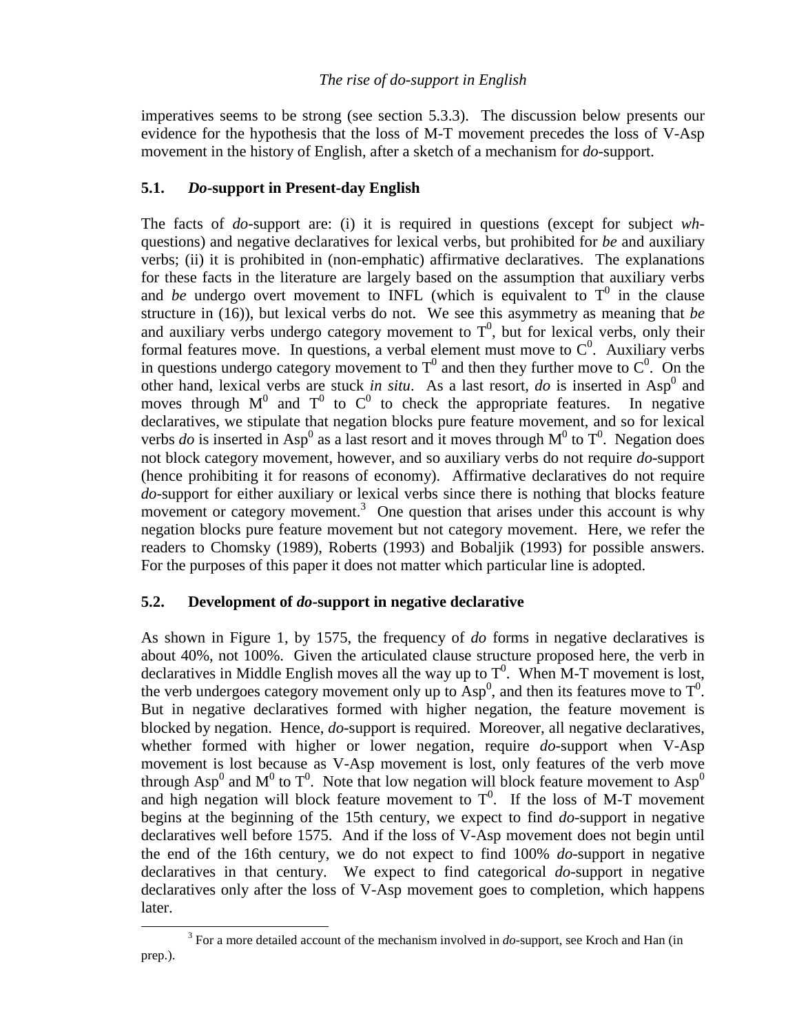imperatives seems to be strong (see section 5.3.3). The discussion below presents our evidence for the hypothesis that the loss of M-T movement precedes the loss of V-Asp movement in the history of English, after a sketch of a mechanism for *do*-support.

## 5.1. *Do*-support in Present-day English

The facts of *do*-support are: (i) it is required in questions (except for subject *wh*-questions) and negative declaratives for lexical verbs, but prohibited for *be* and auxiliary verbs; (ii) it is prohibited in (non-emphatic) affirmative declaratives. The explanations for these facts in the literature are largely based on the assumption that auxiliary verbs and *be* undergo overt movement to INFL (which is equivalent to $T^0$ in the clause structure in (16)), but lexical verbs do not. We see this asymmetry as meaning that *be* and auxiliary verbs undergo category movement to $T^0$, but for lexical verbs, only their formal features move. In questions, a verbal element must move to $C^0$. Auxiliary verbs in questions undergo category movement to $T^0$ and then they further move to $C^0$. On the other hand, lexical verbs are stuck *in situ*. As a last resort, *do* is inserted in $Asp^0$ and moves through $M^0$ and $T^0$ to $C^0$ to check the appropriate features. In negative declaratives, we stipulate that negation blocks pure feature movement, and so for lexical verbs *do* is inserted in $Asp^0$ as a last resort and it moves through $M^0$ to $T^0$. Negation does not block category movement, however, and so auxiliary verbs do not require *do*-support (hence prohibiting it for reasons of economy). Affirmative declaratives do not require *do*-support for either auxiliary or lexical verbs since there is nothing that blocks feature movement or category movement.[3] One question that arises under this account is why negation blocks pure feature movement but not category movement. Here, we refer the readers to Chomsky (1989), Roberts (1993) and Bobaljik (1993) for possible answers. For the purposes of this paper it does not matter which particular line is adopted.

## 5.2. Development of *do*-support in negative declarative

As shown in Figure 1, by 1575, the frequency of *do* forms in negative declaratives is about 40%, not 100%. Given the articulated clause structure proposed here, the verb in declaratives in Middle English moves all the way up to $T^0$. When M-T movement is lost, the verb undergoes category movement only up to $Asp^0$, and then its features move to $T^0$. But in negative declaratives formed with higher negation, the feature movement is blocked by negation. Hence, *do*-support is required. Moreover, all negative declaratives, whether formed with higher or lower negation, require *do*-support when V-Asp movement is lost because as V-Asp movement is lost, only features of the verb move through $Asp^0$ and $M^0$ to $T^0$. Note that low negation will block feature movement to $Asp^0$ and high negation will block feature movement to $T^0$. If the loss of M-T movement begins at the beginning of the 15th century, we expect to find *do*-support in negative declaratives well before 1575. And if the loss of V-Asp movement does not begin until the end of the 16th century, we do not expect to find 100% *do*-support in negative declaratives in that century. We expect to find categorical *do*-support in negative declaratives only after the loss of V-Asp movement goes to completion, which happens later.

[3] For a more detailed account of the mechanism involved in *do*-support, see Kroch and Han (in prep.).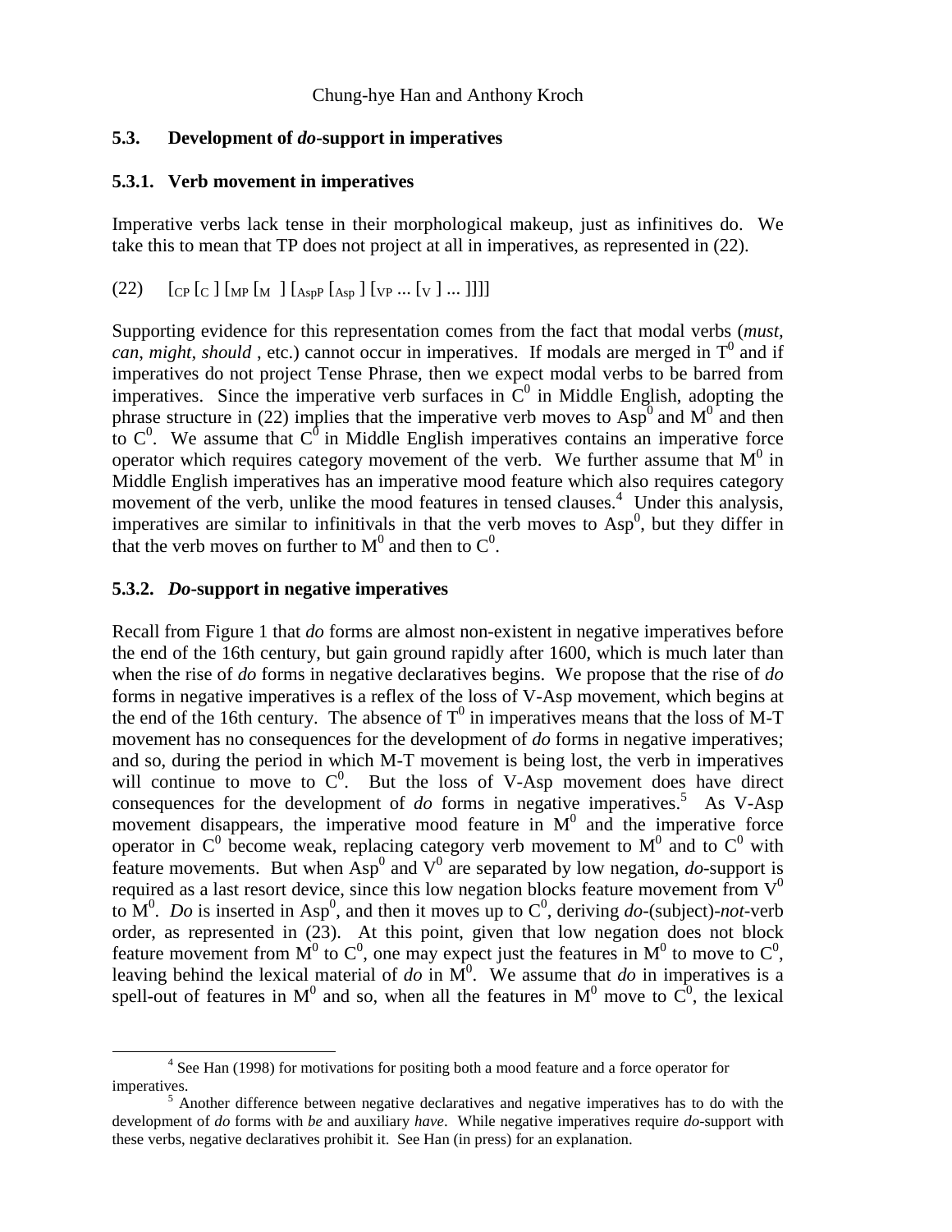### 5.3. Development of *do*-support in imperatives

#### 5.3.1. Verb movement in imperatives

Imperative verbs lack tense in their morphological makeup, just as infinitives do. We take this to mean that TP does not project at all in imperatives, as represented in (22).

(22) $[_{CP} [_{C}\ ] [_{MP} [_{M}\ ] [_{AspP} [_{Asp}\ ] [_{VP} ... [_{V}\ ] ... ]]]]$

Supporting evidence for this representation comes from the fact that modal verbs (*must*, *can*, *might*, *should* , etc.) cannot occur in imperatives. If modals are merged in $T^0$ and if imperatives do not project Tense Phrase, then we expect modal verbs to be barred from imperatives. Since the imperative verb surfaces in $C^0$ in Middle English, adopting the phrase structure in (22) implies that the imperative verb moves to $Asp^0$ and $M^0$ and then to $C^0$. We assume that $C^0$ in Middle English imperatives contains an imperative force operator which requires category movement of the verb. We further assume that $M^0$ in Middle English imperatives has an imperative mood feature which also requires category movement of the verb, unlike the mood features in tensed clauses.[4] Under this analysis, imperatives are similar to infinitivals in that the verb moves to $Asp^0$, but they differ in that the verb moves on further to $M^0$ and then to $C^0$.

#### 5.3.2. *Do*-support in negative imperatives

Recall from Figure 1 that *do* forms are almost non-existent in negative imperatives before the end of the 16th century, but gain ground rapidly after 1600, which is much later than when the rise of *do* forms in negative declaratives begins. We propose that the rise of *do* forms in negative imperatives is a reflex of the loss of V-Asp movement, which begins at the end of the 16th century. The absence of $T^0$ in imperatives means that the loss of M-T movement has no consequences for the development of *do* forms in negative imperatives; and so, during the period in which M-T movement is being lost, the verb in imperatives will continue to move to $C^0$. But the loss of V-Asp movement does have direct consequences for the development of *do* forms in negative imperatives.[5] As V-Asp movement disappears, the imperative mood feature in $M^0$ and the imperative force operator in $C^0$ become weak, replacing category verb movement to $M^0$ and to $C^0$ with feature movements. But when $Asp^0$ and $V^0$ are separated by low negation, *do*-support is required as a last resort device, since this low negation blocks feature movement from $V^0$ to $M^0$. *Do* is inserted in $Asp^0$, and then it moves up to $C^0$, deriving *do*-(subject)-*not*-verb order, as represented in (23). At this point, given that low negation does not block feature movement from $M^0$ to $C^0$, one may expect just the features in $M^0$ to move to $C^0$, leaving behind the lexical material of *do* in $M^0$. We assume that *do* in imperatives is a spell-out of features in $M^0$ and so, when all the features in $M^0$ move to $C^0$, the lexical

---

[4] See Han (1998) for motivations for positing both a mood feature and a force operator for imperatives.

[5] Another difference between negative declaratives and negative imperatives has to do with the development of *do* forms with *be* and auxiliary *have*. While negative imperatives require *do*-support with these verbs, negative declaratives prohibit it. See Han (in press) for an explanation.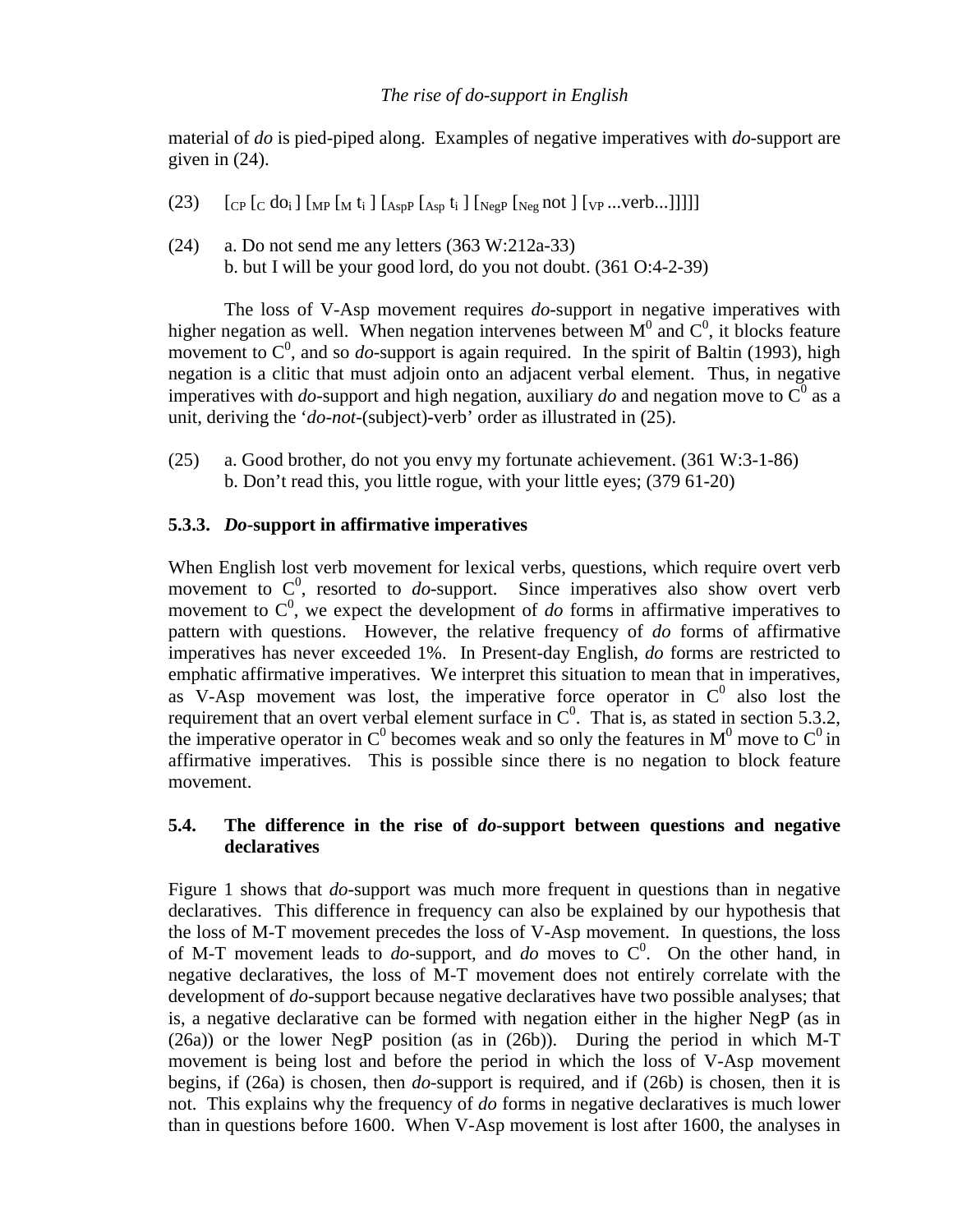material of *do* is pied-piped along. Examples of negative imperatives with *do*-support are given in (24).

(23) $[_{CP}\ [_{C}\ do_i\ ]\ [_{MP}\ [_{M}\ t_i\ ]\ [_{AspP}\ [_{Asp}\ t_i\ ]\ [_{NegP}\ [_{Neg}\ not\ ]\ [_{VP}\ ...verb...]]]]]$

(24) a. Do not send me any letters (363 W:212a-33)
b. but I will be your good lord, do you not doubt. (361 O:4-2-39)

The loss of V-Asp movement requires *do*-support in negative imperatives with higher negation as well. When negation intervenes between $M^0$ and $C^0$, it blocks feature movement to $C^0$, and so *do*-support is again required. In the spirit of Baltin (1993), high negation is a clitic that must adjoin onto an adjacent verbal element. Thus, in negative imperatives with *do*-support and high negation, auxiliary *do* and negation move to $C^0$ as a unit, deriving the '*do-not*-(subject)-verb' order as illustrated in (25).

(25) a. Good brother, do not you envy my fortunate achievement. (361 W:3-1-86)
b. Don't read this, you little rogue, with your little eyes; (379 61-20)

### 5.3.3. *Do*-support in affirmative imperatives

When English lost verb movement for lexical verbs, questions, which require overt verb movement to $C^0$, resorted to *do*-support. Since imperatives also show overt verb movement to $C^0$, we expect the development of *do* forms in affirmative imperatives to pattern with questions. However, the relative frequency of *do* forms of affirmative imperatives has never exceeded 1%. In Present-day English, *do* forms are restricted to emphatic affirmative imperatives. We interpret this situation to mean that in imperatives, as V-Asp movement was lost, the imperative force operator in $C^0$ also lost the requirement that an overt verbal element surface in $C^0$. That is, as stated in section 5.3.2, the imperative operator in $C^0$ becomes weak and so only the features in $M^0$ move to $C^0$ in affirmative imperatives. This is possible since there is no negation to block feature movement.

## 5.4. The difference in the rise of *do*-support between questions and negative declaratives

Figure 1 shows that *do*-support was much more frequent in questions than in negative declaratives. This difference in frequency can also be explained by our hypothesis that the loss of M-T movement precedes the loss of V-Asp movement. In questions, the loss of M-T movement leads to *do*-support, and *do* moves to $C^0$. On the other hand, in negative declaratives, the loss of M-T movement does not entirely correlate with the development of *do*-support because negative declaratives have two possible analyses; that is, a negative declarative can be formed with negation either in the higher NegP (as in (26a)) or the lower NegP position (as in (26b)). During the period in which M-T movement is being lost and before the period in which the loss of V-Asp movement begins, if (26a) is chosen, then *do*-support is required, and if (26b) is chosen, then it is not. This explains why the frequency of *do* forms in negative declaratives is much lower than in questions before 1600. When V-Asp movement is lost after 1600, the analyses in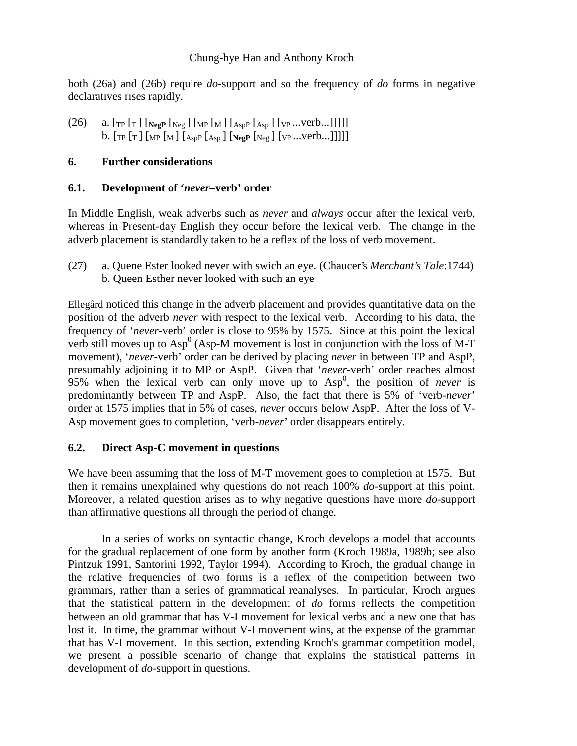both (26a) and (26b) require *do*-support and so the frequency of *do* forms in negative declaratives rises rapidly.

(26) a. $[_{TP}$ $[_{T}$ ] $[_{\mathbf{NegP}}$ $[_{Neg}$ ] $[_{MP}$ $[_{M}$ ] $[_{AspP}$ $[_{Asp}$ ] $[_{VP}$ ...verb...]]]]]
b. $[_{TP}$ $[_{T}$ ] $[_{MP}$ $[_{M}$ ] $[_{AspP}$ $[_{Asp}$ ] $[_{\mathbf{NegP}}$ $[_{Neg}$ ] $[_{VP}$ ...verb...]]]]]

## 6. Further considerations

### 6.1. Development of '*never*–verb' order

In Middle English, weak adverbs such as *never* and *always* occur after the lexical verb, whereas in Present-day English they occur before the lexical verb. The change in the adverb placement is standardly taken to be a reflex of the loss of verb movement.

(27) a. Quene Ester looked never with swich an eye. (Chaucer's *Merchant's Tale*:1744)
b. Queen Esther never looked with such an eye

Ellegård noticed this change in the adverb placement and provides quantitative data on the position of the adverb *never* with respect to the lexical verb. According to his data, the frequency of '*never*-verb' order is close to 95% by 1575. Since at this point the lexical verb still moves up to $Asp^0$ (Asp-M movement is lost in conjunction with the loss of M-T movement), '*never*-verb' order can be derived by placing *never* in between TP and AspP, presumably adjoining it to MP or AspP. Given that '*never*-verb' order reaches almost 95% when the lexical verb can only move up to $Asp^0$, the position of *never* is predominantly between TP and AspP. Also, the fact that there is 5% of 'verb-*never*' order at 1575 implies that in 5% of cases, *never* occurs below AspP. After the loss of V-Asp movement goes to completion, 'verb-*never*' order disappears entirely.

### 6.2. Direct Asp-C movement in questions

We have been assuming that the loss of M-T movement goes to completion at 1575. But then it remains unexplained why questions do not reach 100% *do*-support at this point. Moreover, a related question arises as to why negative questions have more *do*-support than affirmative questions all through the period of change.

In a series of works on syntactic change, Kroch develops a model that accounts for the gradual replacement of one form by another form (Kroch 1989a, 1989b; see also Pintzuk 1991, Santorini 1992, Taylor 1994). According to Kroch, the gradual change in the relative frequencies of two forms is a reflex of the competition between two grammars, rather than a series of grammatical reanalyses. In particular, Kroch argues that the statistical pattern in the development of *do* forms reflects the competition between an old grammar that has V-I movement for lexical verbs and a new one that has lost it. In time, the grammar without V-I movement wins, at the expense of the grammar that has V-I movement. In this section, extending Kroch's grammar competition model, we present a possible scenario of change that explains the statistical patterns in development of *do*-support in questions.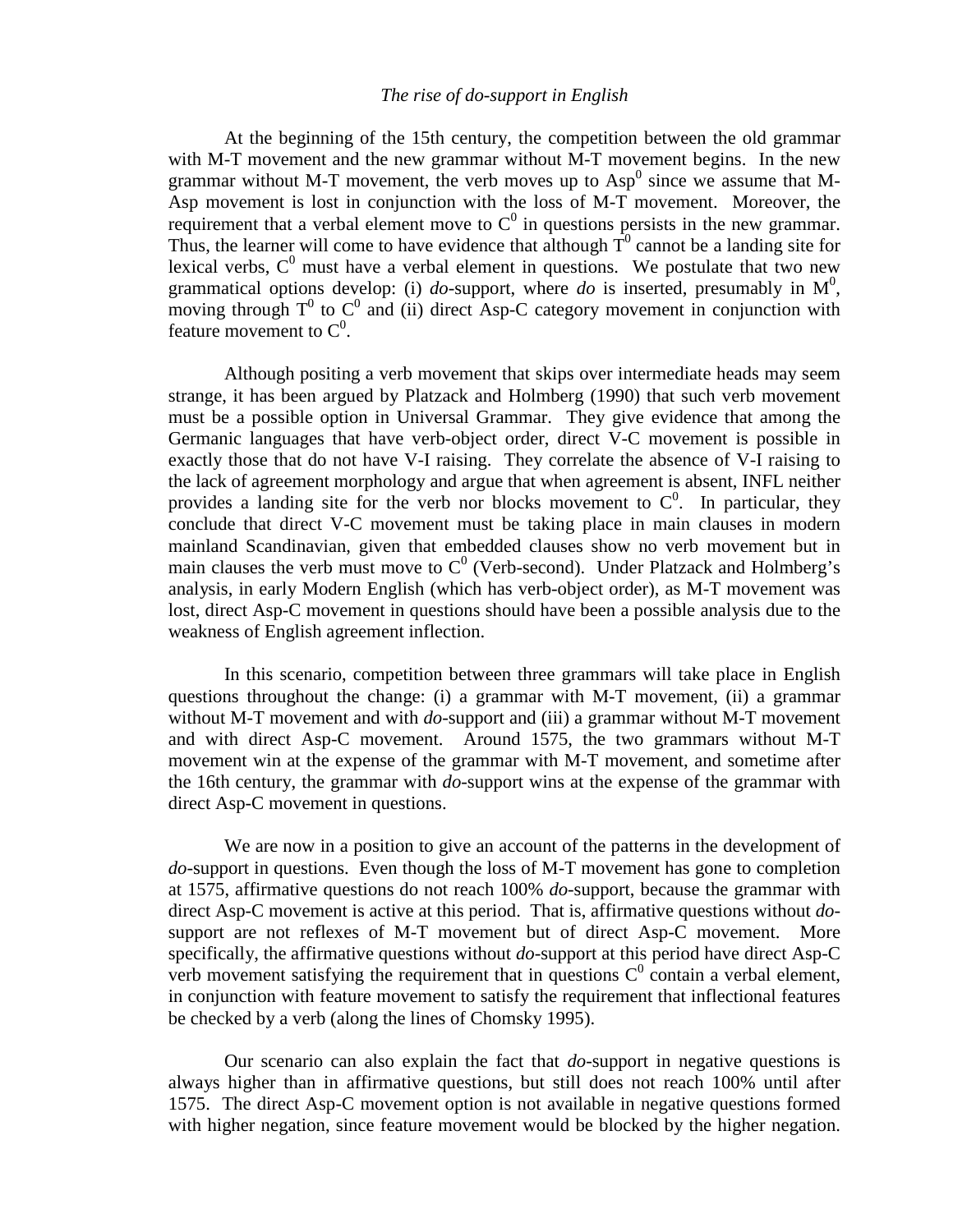At the beginning of the 15th century, the competition between the old grammar with M-T movement and the new grammar without M-T movement begins. In the new grammar without M-T movement, the verb moves up to $Asp^0$ since we assume that M-Asp movement is lost in conjunction with the loss of M-T movement. Moreover, the requirement that a verbal element move to $C^0$ in questions persists in the new grammar. Thus, the learner will come to have evidence that although $T^0$ cannot be a landing site for lexical verbs, $C^0$ must have a verbal element in questions. We postulate that two new grammatical options develop: (i) *do*-support, where *do* is inserted, presumably in $M^0$, moving through $T^0$ to $C^0$ and (ii) direct Asp-C category movement in conjunction with feature movement to $C^0$.

Although positing a verb movement that skips over intermediate heads may seem strange, it has been argued by Platzack and Holmberg (1990) that such verb movement must be a possible option in Universal Grammar. They give evidence that among the Germanic languages that have verb-object order, direct V-C movement is possible in exactly those that do not have V-I raising. They correlate the absence of V-I raising to the lack of agreement morphology and argue that when agreement is absent, INFL neither provides a landing site for the verb nor blocks movement to $C^0$. In particular, they conclude that direct V-C movement must be taking place in main clauses in modern mainland Scandinavian, given that embedded clauses show no verb movement but in main clauses the verb must move to $C^0$ (Verb-second). Under Platzack and Holmberg's analysis, in early Modern English (which has verb-object order), as M-T movement was lost, direct Asp-C movement in questions should have been a possible analysis due to the weakness of English agreement inflection.

In this scenario, competition between three grammars will take place in English questions throughout the change: (i) a grammar with M-T movement, (ii) a grammar without M-T movement and with *do*-support and (iii) a grammar without M-T movement and with direct Asp-C movement. Around 1575, the two grammars without M-T movement win at the expense of the grammar with M-T movement, and sometime after the 16th century, the grammar with *do*-support wins at the expense of the grammar with direct Asp-C movement in questions.

We are now in a position to give an account of the patterns in the development of *do*-support in questions. Even though the loss of M-T movement has gone to completion at 1575, affirmative questions do not reach 100% *do*-support, because the grammar with direct Asp-C movement is active at this period. That is, affirmative questions without *do*-support are not reflexes of M-T movement but of direct Asp-C movement. More specifically, the affirmative questions without *do*-support at this period have direct Asp-C verb movement satisfying the requirement that in questions $C^0$ contain a verbal element, in conjunction with feature movement to satisfy the requirement that inflectional features be checked by a verb (along the lines of Chomsky 1995).

Our scenario can also explain the fact that *do*-support in negative questions is always higher than in affirmative questions, but still does not reach 100% until after 1575. The direct Asp-C movement option is not available in negative questions formed with higher negation, since feature movement would be blocked by the higher negation.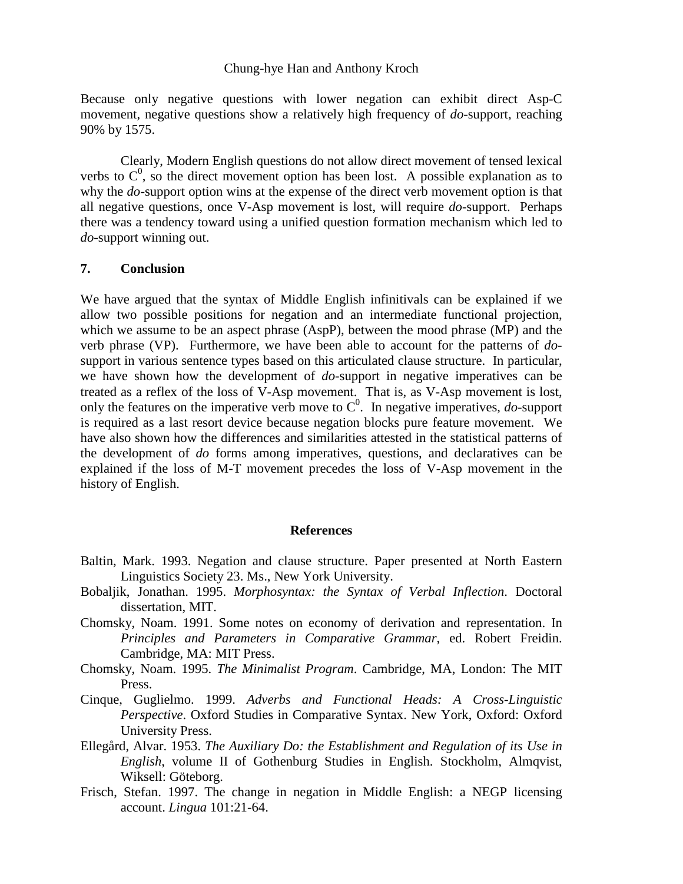Because only negative questions with lower negation can exhibit direct Asp-C movement, negative questions show a relatively high frequency of *do*-support, reaching 90% by 1575.

Clearly, Modern English questions do not allow direct movement of tensed lexical verbs to $C^0$, so the direct movement option has been lost. A possible explanation as to why the *do*-support option wins at the expense of the direct verb movement option is that all negative questions, once V-Asp movement is lost, will require *do*-support. Perhaps there was a tendency toward using a unified question formation mechanism which led to *do*-support winning out.

## 7. Conclusion

We have argued that the syntax of Middle English infinitivals can be explained if we allow two possible positions for negation and an intermediate functional projection, which we assume to be an aspect phrase (AspP), between the mood phrase (MP) and the verb phrase (VP). Furthermore, we have been able to account for the patterns of *do*-support in various sentence types based on this articulated clause structure. In particular, we have shown how the development of *do*-support in negative imperatives can be treated as a reflex of the loss of V-Asp movement. That is, as V-Asp movement is lost, only the features on the imperative verb move to $C^0$. In negative imperatives, *do*-support is required as a last resort device because negation blocks pure feature movement. We have also shown how the differences and similarities attested in the statistical patterns of the development of *do* forms among imperatives, questions, and declaratives can be explained if the loss of M-T movement precedes the loss of V-Asp movement in the history of English.

## References

Baltin, Mark. 1993. Negation and clause structure. Paper presented at North Eastern Linguistics Society 23. Ms., New York University.

Bobaljik, Jonathan. 1995. *Morphosyntax: the Syntax of Verbal Inflection*. Doctoral dissertation, MIT.

Chomsky, Noam. 1991. Some notes on economy of derivation and representation. In *Principles and Parameters in Comparative Grammar*, ed. Robert Freidin. Cambridge, MA: MIT Press.

Chomsky, Noam. 1995. *The Minimalist Program*. Cambridge, MA, London: The MIT Press.

Cinque, Guglielmo. 1999. *Adverbs and Functional Heads: A Cross-Linguistic Perspective*. Oxford Studies in Comparative Syntax. New York, Oxford: Oxford University Press.

Ellegård, Alvar. 1953. *The Auxiliary Do: the Establishment and Regulation of its Use in English*, volume II of Gothenburg Studies in English. Stockholm, Almqvist, Wiksell: Göteborg.

Frisch, Stefan. 1997. The change in negation in Middle English: a NEGP licensing account. *Lingua* 101:21-64.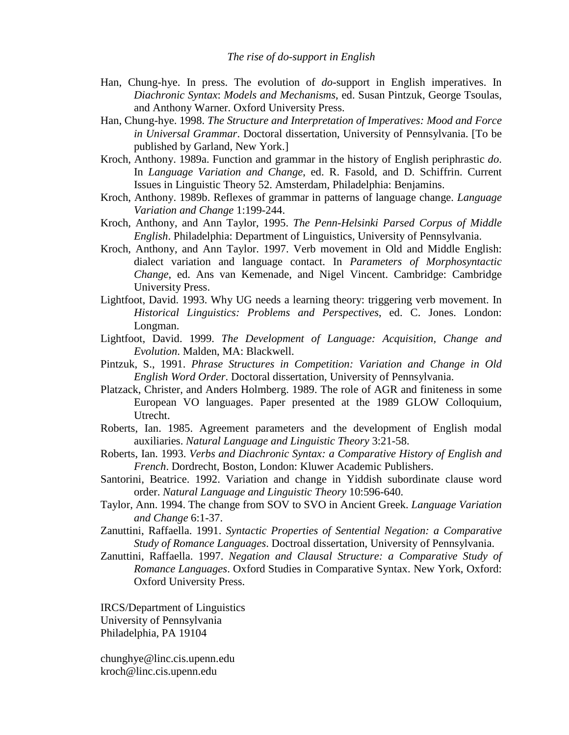Han, Chung-hye. In press. The evolution of *do*-support in English imperatives. In *Diachronic Syntax*: *Models and Mechanisms*, ed. Susan Pintzuk, George Tsoulas, and Anthony Warner. Oxford University Press.

Han, Chung-hye. 1998. *The Structure and Interpretation of Imperatives: Mood and Force in Universal Grammar*. Doctoral dissertation, University of Pennsylvania. [To be published by Garland, New York.]

Kroch, Anthony. 1989a. Function and grammar in the history of English periphrastic *do*. In *Language Variation and Change*, ed. R. Fasold, and D. Schiffrin. Current Issues in Linguistic Theory 52. Amsterdam, Philadelphia: Benjamins.

Kroch, Anthony. 1989b. Reflexes of grammar in patterns of language change. *Language Variation and Change* 1:199-244.

Kroch, Anthony, and Ann Taylor, 1995. *The Penn-Helsinki Parsed Corpus of Middle English*. Philadelphia: Department of Linguistics, University of Pennsylvania.

Kroch, Anthony, and Ann Taylor. 1997. Verb movement in Old and Middle English: dialect variation and language contact. In *Parameters of Morphosyntactic Change*, ed. Ans van Kemenade, and Nigel Vincent. Cambridge: Cambridge University Press.

Lightfoot, David. 1993. Why UG needs a learning theory: triggering verb movement. In *Historical Linguistics: Problems and Perspectives*, ed. C. Jones. London: Longman.

Lightfoot, David. 1999. *The Development of Language: Acquisition, Change and Evolution*. Malden, MA: Blackwell.

Pintzuk, S., 1991. *Phrase Structures in Competition: Variation and Change in Old English Word Order*. Doctoral dissertation, University of Pennsylvania.

Platzack, Christer, and Anders Holmberg. 1989. The role of AGR and finiteness in some European VO languages. Paper presented at the 1989 GLOW Colloquium, Utrecht.

Roberts, Ian. 1985. Agreement parameters and the development of English modal auxiliaries. *Natural Language and Linguistic Theory* 3:21-58.

Roberts, Ian. 1993. *Verbs and Diachronic Syntax: a Comparative History of English and French*. Dordrecht, Boston, London: Kluwer Academic Publishers.

Santorini, Beatrice. 1992. Variation and change in Yiddish subordinate clause word order. *Natural Language and Linguistic Theory* 10:596-640.

Taylor, Ann. 1994. The change from SOV to SVO in Ancient Greek. *Language Variation and Change* 6:1-37.

Zanuttini, Raffaella. 1991. *Syntactic Properties of Sentential Negation: a Comparative Study of Romance Languages*. Doctroal dissertation, University of Pennsylvania.

Zanuttini, Raffaella. 1997. *Negation and Clausal Structure: a Comparative Study of Romance Languages*. Oxford Studies in Comparative Syntax. New York, Oxford: Oxford University Press.

IRCS/Department of Linguistics
University of Pennsylvania
Philadelphia, PA 19104

chunghye@linc.cis.upenn.edu
kroch@linc.cis.upenn.edu